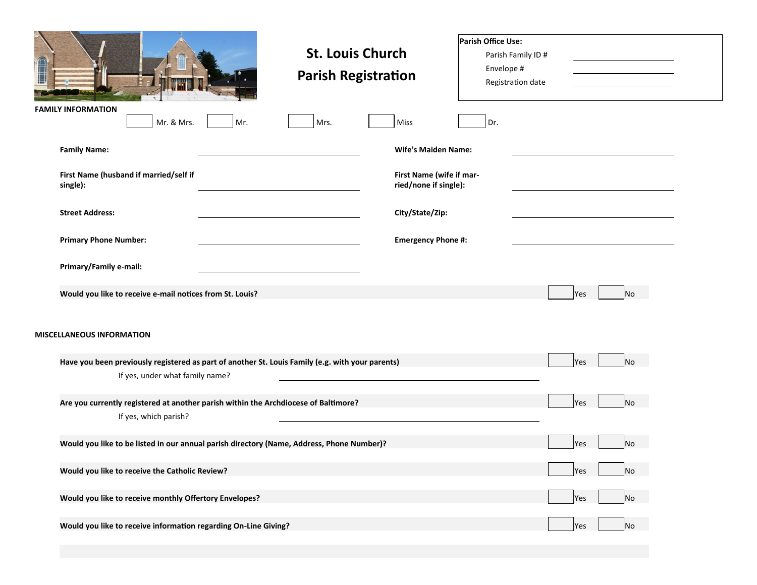# St. Louis Church

# Parish Registration

**Parish Office Use:**

Parish Family ID # ______________

Envelope # ______________

Registration date ______________

**FAMILY INFORMATION**

☐ Mr. & Mrs. ☐ Mr. ☐ Mrs. ☐ Miss ☐ Dr.

**Family Name:** ______________

**Wife's Maiden Name:** ______________

**First Name (husband if married/self if single):** ______________

**First Name (wife if married/none if single):** ______________

**Street Address:** ______________

**City/State/Zip:** ______________

**Primary Phone Number:** ______________

**Emergency Phone #:** ______________

**Primary/Family e-mail:** ______________

**Would you like to receive e-mail notices from St. Louis?** ☐ Yes ☐ No

**MISCELLANEOUS INFORMATION**

**Have you been previously registered as part of another St. Louis Family (e.g. with your parents)** ☐ Yes ☐ No

If yes, under what family name? ______________

**Are you currently registered at another parish within the Archdiocese of Baltimore?** ☐ Yes ☐ No

If yes, which parish? ______________

**Would you like to be listed in our annual parish directory (Name, Address, Phone Number)?** ☐ Yes ☐ No

**Would you like to receive the Catholic Review?** ☐ Yes ☐ No

**Would you like to receive monthly Offertory Envelopes?** ☐ Yes ☐ No

**Would you like to receive information regarding On-Line Giving?** ☐ Yes ☐ No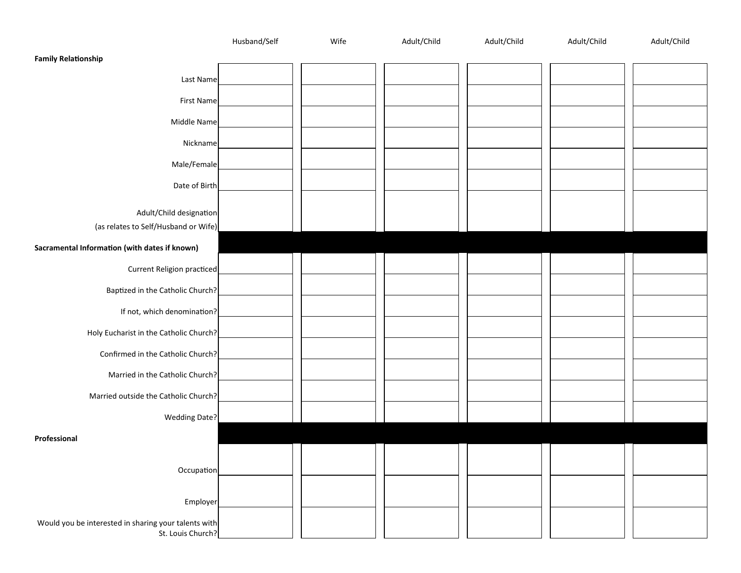| | Husband/Self | Wife | Adult/Child | Adult/Child | Adult/Child | Adult/Child |
|---|---|---|---|---|---|---|
| **Family Relationship** | | | | | | |
| Last Name | | | | | | |
| First Name | | | | | | |
| Middle Name | | | | | | |
| Nickname | | | | | | |
| Male/Female | | | | | | |
| Date of Birth | | | | | | |
| Adult/Child designation (as relates to Self/Husband or Wife) | | | | | | |
| **Sacramental Information (with dates if known)** | | | | | | |
| Current Religion practiced | | | | | | |
| Baptized in the Catholic Church? | | | | | | |
| If not, which denomination? | | | | | | |
| Holy Eucharist in the Catholic Church? | | | | | | |
| Confirmed in the Catholic Church? | | | | | | |
| Married in the Catholic Church? | | | | | | |
| Married outside the Catholic Church? | | | | | | |
| Wedding Date? | | | | | | |
| **Professional** | | | | | | |
| Occupation | | | | | | |
| Employer | | | | | | |
| Would you be interested in sharing your talents with St. Louis Church? | | | | | | |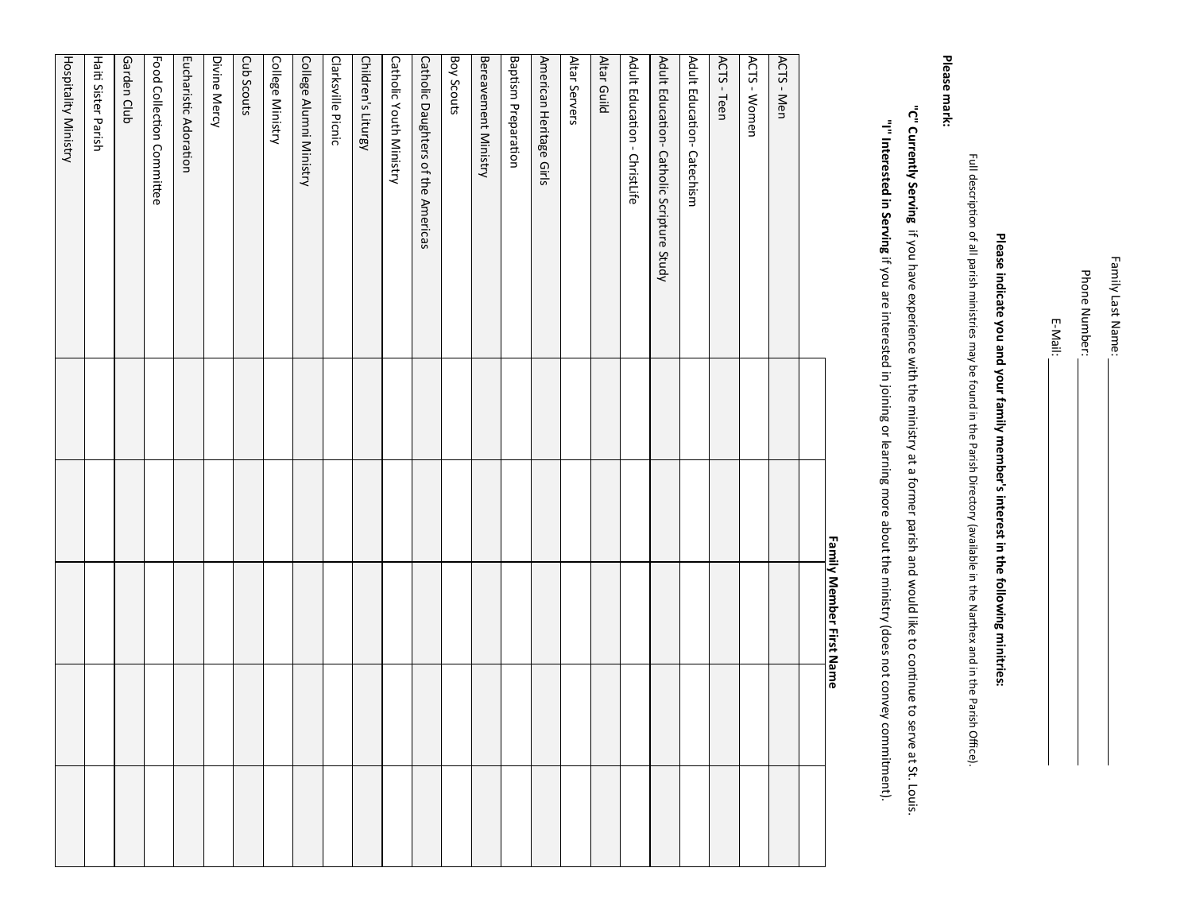Family Last Name: ____________

Phone Number: ____________

E-Mail: ____________

**Please indicate you and your family member's interest in the following minitries:**

Full description of all parish ministries may be found in the Parish Directory (available in the Narthex and in the Parish Office).

**Please mark:**

**"C" Currently Serving** if you have experience with the ministry at a former parish and would like to continue to serve at St. Louis.

**"I" Interested in Serving** if you are interested in joining or learning more about the ministry (does not convey commitment).

| | **Family Member First Name** | | | | |
|---|---|---|---|---|---|
| | | | | | |
| ACTS - Men | | | | | |
| ACTS - Women | | | | | |
| ACTS - Teen | | | | | |
| Adult Education- Catechism | | | | | |
| Adult Education- Catholic Scripture Study | | | | | |
| Adult Education - ChristLife | | | | | |
| Altar Guild | | | | | |
| Altar Servers | | | | | |
| American Heritage Girls | | | | | |
| Baptism Preparation | | | | | |
| Bereavement Ministry | | | | | |
| Boy Scouts | | | | | |
| Catholic Daughters of the Americas | | | | | |
| Catholic Youth Ministry | | | | | |
| Children's Liturgy | | | | | |
| Clarksville Picnic | | | | | |
| College Alumni Ministry | | | | | |
| College Ministry | | | | | |
| Cub Scouts | | | | | |
| Divine Mercy | | | | | |
| Eucharistic Adoration | | | | | |
| Food Collection Committee | | | | | |
| Garden Club | | | | | |
| Haiti Sister Parish | | | | | |
| Hospitality Ministry | | | | | |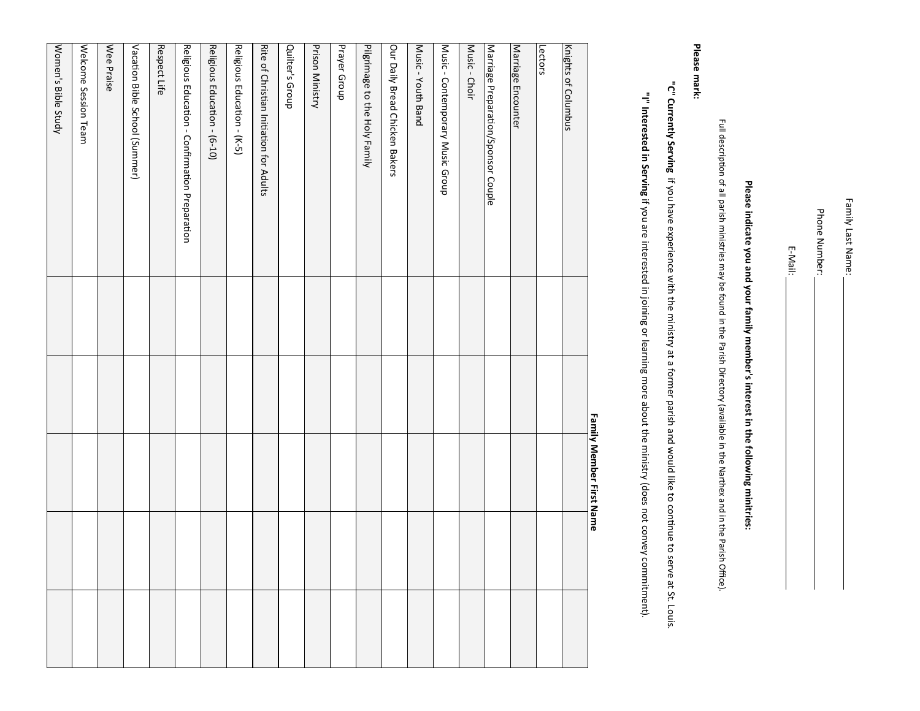Family Last Name: ________

Phone Number: ________

E-Mail: ________

**Please indicate you and your family member's interest in the following mintries:**

Full description of all parish ministries may be found in the Parish Directory (available in the Narthex and in the Parish Office).

**Please mark:**

**"C" Currently Serving** if you have experience with the ministry at a former parish and would like to continue to serve at St. Louis.

**"I" Interested in Serving** if you are interested in joining or learning more about the ministry (does not convey commitment).

| | **Family Member First Name** | | | | |
|---|---|---|---|---|---|
| | | | | | |
| Knights of Columbus | | | | | |
| Lectors | | | | | |
| Marriage Encounter | | | | | |
| Marriage Preparation/Sponsor Couple | | | | | |
| Music - Choir | | | | | |
| Music - Contemporary Music Group | | | | | |
| Music - Youth Band | | | | | |
| Our Daily Bread Chicken Bakers | | | | | |
| Pilgrimage to the Holy Family | | | | | |
| Prayer Group | | | | | |
| Prison Ministry | | | | | |
| Quilter's Group | | | | | |
| Rite of Christian Initiation for Adults | | | | | |
| Religious Education - (K-5) | | | | | |
| Religious Education - (6-10) | | | | | |
| Religious Education - Confirmation Preparation | | | | | |
| Respect Life | | | | | |
| Vacation Bible School (Summer) | | | | | |
| Wee Praise | | | | | |
| Welcome Session Team | | | | | |
| Women's Bible Study | | | | | |